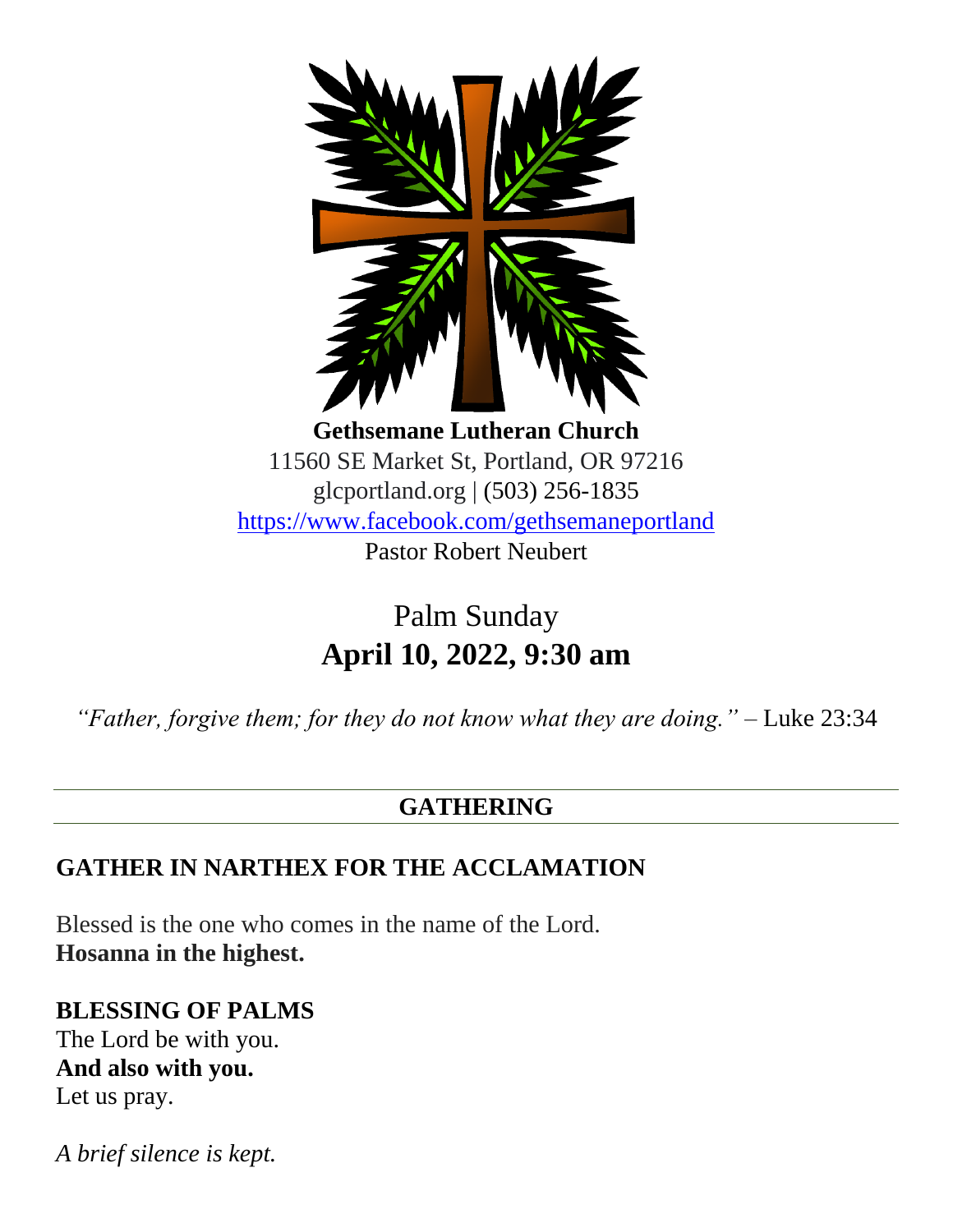**Gethsemane Lutheran Church**
11560 SE Market St, Portland, OR 97216
glcportland.org | (503) 256-1835
https://www.facebook.com/gethsemaneportland
Pastor Robert Neubert

# Palm Sunday
# **April 10, 2022, 9:30 am**

*"Father, forgive them; for they do not know what they are doing."* – Luke 23:34

## GATHERING

### GATHER IN NARTHEX FOR THE ACCLAMATION

Blessed is the one who comes in the name of the Lord.
**Hosanna in the highest.**

**BLESSING OF PALMS**
The Lord be with you.
**And also with you.**
Let us pray.

*A brief silence is kept.*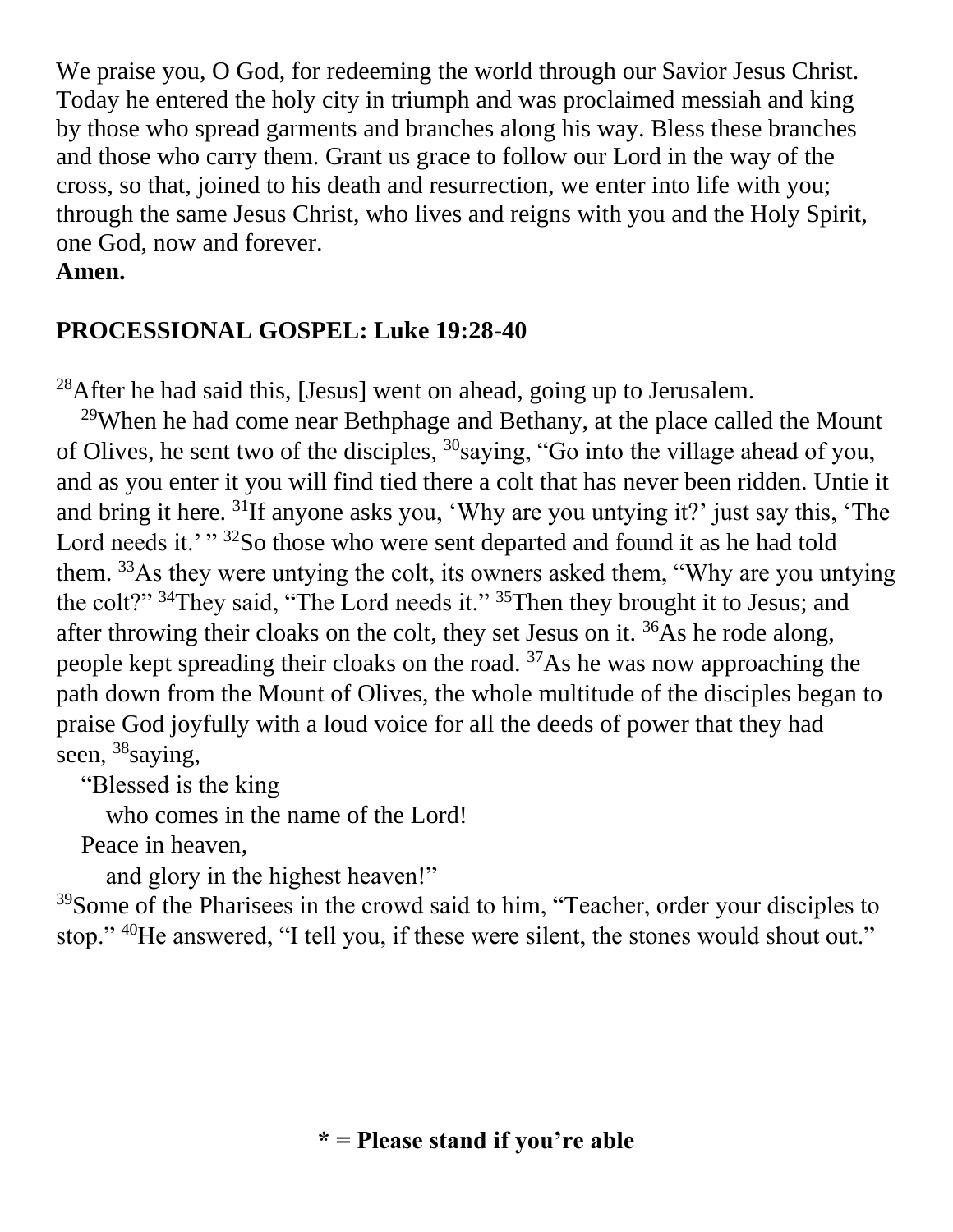We praise you, O God, for redeeming the world through our Savior Jesus Christ. Today he entered the holy city in triumph and was proclaimed messiah and king by those who spread garments and branches along his way. Bless these branches and those who carry them. Grant us grace to follow our Lord in the way of the cross, so that, joined to his death and resurrection, we enter into life with you; through the same Jesus Christ, who lives and reigns with you and the Holy Spirit, one God, now and forever.
**Amen.**

## PROCESSIONAL GOSPEL: Luke 19:28-40

[28]After he had said this, [Jesus] went on ahead, going up to Jerusalem.

[29]When he had come near Bethphage and Bethany, at the place called the Mount of Olives, he sent two of the disciples, [30]saying, "Go into the village ahead of you, and as you enter it you will find tied there a colt that has never been ridden. Untie it and bring it here. [31]If anyone asks you, 'Why are you untying it?' just say this, 'The Lord needs it.' " [32]So those who were sent departed and found it as he had told them. [33]As they were untying the colt, its owners asked them, "Why are you untying the colt?" [34]They said, "The Lord needs it." [35]Then they brought it to Jesus; and after throwing their cloaks on the colt, they set Jesus on it. [36]As he rode along, people kept spreading their cloaks on the road. [37]As he was now approaching the path down from the Mount of Olives, the whole multitude of the disciples began to praise God joyfully with a loud voice for all the deeds of power that they had seen, [38]saying,

"Blessed is the king
who comes in the name of the Lord!
Peace in heaven,
and glory in the highest heaven!"

[39]Some of the Pharisees in the crowd said to him, "Teacher, order your disciples to stop." [40]He answered, "I tell you, if these were silent, the stones would shout out."

**\* = Please stand if you're able**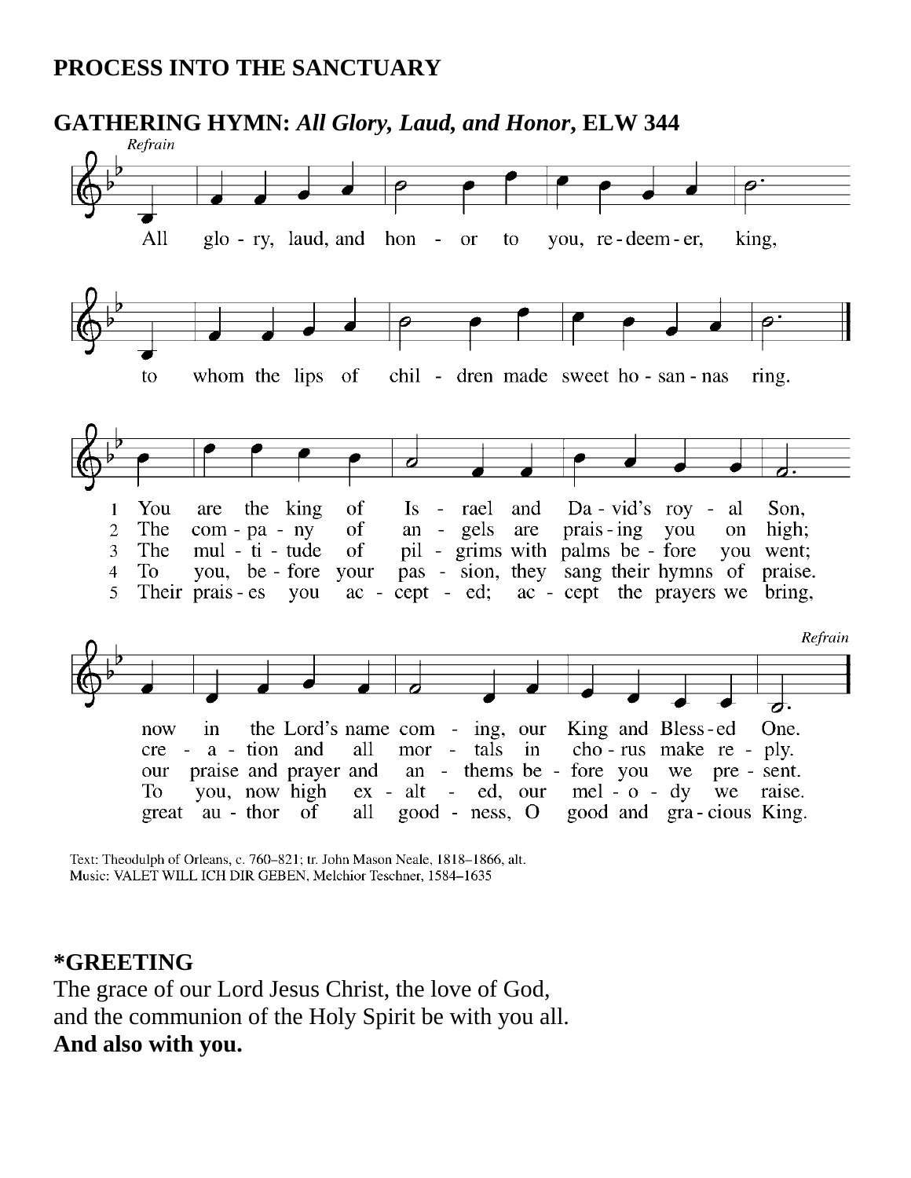**PROCESS INTO THE SANCTUARY**

**GATHERING HYMN:** ***All Glory, Laud, and Honor*****, ELW 344**

*Refrain*

All glo - ry, laud, and hon - or to you, re - deem - er, king,
to whom the lips of chil - dren made sweet ho - san - nas ring.

1 You are the king of Is - rael and Da - vid's roy - al Son,
now in the Lord's name com - ing, our King and Bless - ed One.

2 The com - pa - ny of an - gels are prais - ing you on high;
cre - a - tion and all mor - tals in cho - rus make re - ply.

3 The mul - ti - tude of pil - grims with palms be - fore you went;
our praise and prayer and an - thems be - fore you we pre - sent.

4 To you, be - fore your pas - sion, they sang their hymns of praise.
To you, now high ex - alt - ed, our mel - o - dy we raise.

5 Their prais - es you ac - cept - ed; ac - cept the prayers we bring,
great au - thor of all good - ness, O good and gra - cious King.

*Refrain*

Text: Theodulph of Orleans, c. 760–821; tr. John Mason Neale, 1818–1866, alt.
Music: VALET WILL ICH DIR GEBEN, Melchior Teschner, 1584–1635

**\*GREETING**

The grace of our Lord Jesus Christ, the love of God,
and the communion of the Holy Spirit be with you all.
**And also with you.**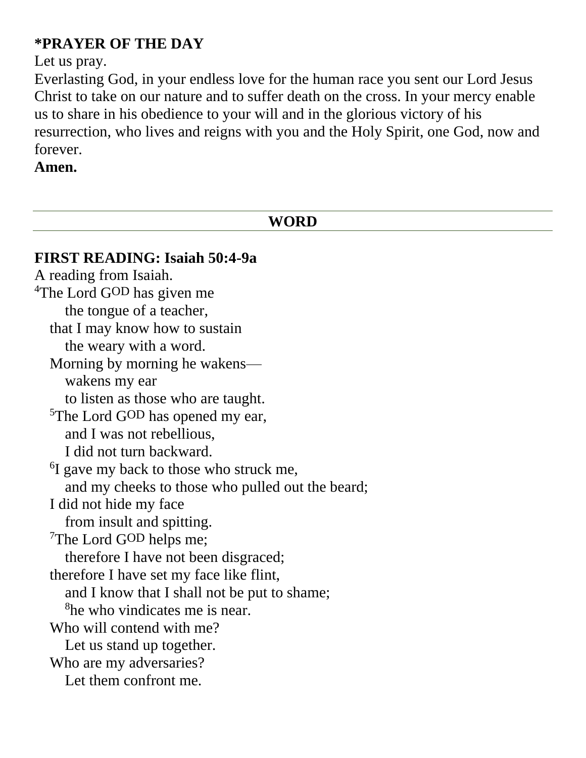**\*PRAYER OF THE DAY**

Let us pray.

Everlasting God, in your endless love for the human race you sent our Lord Jesus Christ to take on our nature and to suffer death on the cross. In your mercy enable us to share in his obedience to your will and in the glorious victory of his resurrection, who lives and reigns with you and the Holy Spirit, one God, now and forever.

**Amen.**

---

## WORD

---

**FIRST READING: Isaiah 50:4-9a**

A reading from Isaiah.

[4]The Lord GOD has given me
  the tongue of a teacher,
 that I may know how to sustain
  the weary with a word.
 Morning by morning he wakens—
  wakens my ear
  to listen as those who are taught.
 [5]The Lord GOD has opened my ear,
  and I was not rebellious,
  I did not turn backward.
 [6]I gave my back to those who struck me,
  and my cheeks to those who pulled out the beard;
 I did not hide my face
  from insult and spitting.
 [7]The Lord GOD helps me;
  therefore I have not been disgraced;
 therefore I have set my face like flint,
  and I know that I shall not be put to shame;
  [8]he who vindicates me is near.
 Who will contend with me?
  Let us stand up together.
 Who are my adversaries?
  Let them confront me.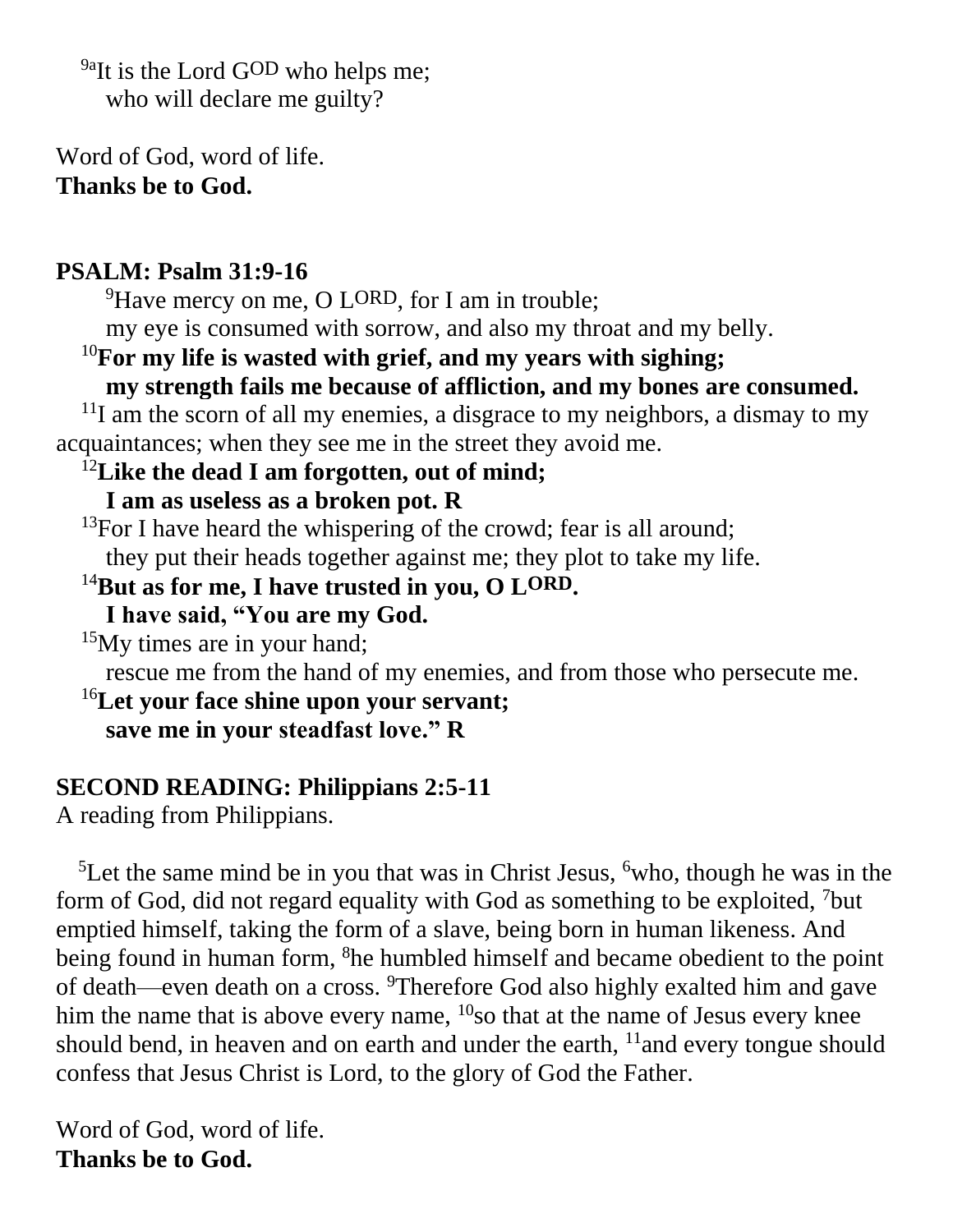[9a]It is the Lord GOD who helps me;
who will declare me guilty?

Word of God, word of life.
**Thanks be to God.**

**PSALM: Psalm 31:9-16**

[9]Have mercy on me, O LORD, for I am in trouble;
my eye is consumed with sorrow, and also my throat and my belly.
[10]**For my life is wasted with grief, and my years with sighing;**
**my strength fails me because of affliction, and my bones are consumed.**
[11]I am the scorn of all my enemies, a disgrace to my neighbors, a dismay to my acquaintances; when they see me in the street they avoid me.
[12]**Like the dead I am forgotten, out of mind;**
**I am as useless as a broken pot. R**
[13]For I have heard the whispering of the crowd; fear is all around;
they put their heads together against me; they plot to take my life.
[14]**But as for me, I have trusted in you, O LORD.**
**I have said, "You are my God.**
[15]My times are in your hand;
rescue me from the hand of my enemies, and from those who persecute me.
[16]**Let your face shine upon your servant;**
**save me in your steadfast love." R**

**SECOND READING: Philippians 2:5-11**
A reading from Philippians.

[5]Let the same mind be in you that was in Christ Jesus, [6]who, though he was in the form of God, did not regard equality with God as something to be exploited, [7]but emptied himself, taking the form of a slave, being born in human likeness. And being found in human form, [8]he humbled himself and became obedient to the point of death—even death on a cross. [9]Therefore God also highly exalted him and gave him the name that is above every name, [10]so that at the name of Jesus every knee should bend, in heaven and on earth and under the earth, [11]and every tongue should confess that Jesus Christ is Lord, to the glory of God the Father.

Word of God, word of life.
**Thanks be to God.**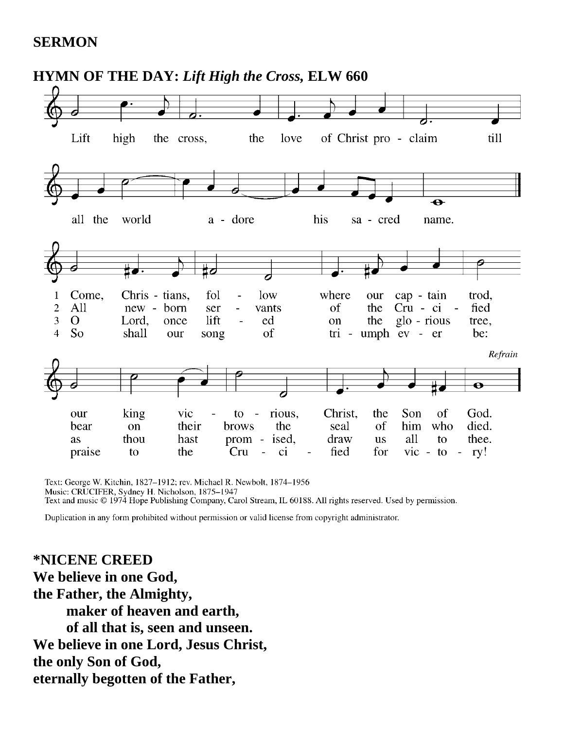**SERMON**

**HYMN OF THE DAY:** ***Lift High the Cross,*** **ELW 660**

Lift high the cross, the love of Christ proclaim till all the world adore his sacred name.

1 Come, Christians, follow where our captain trod, our king victorious, Christ, the Son of God.

2 All newborn servants of the Crucified bear on their brows the seal of him who died.

3 O Lord, once lifted on the glorious tree, as thou hast promised, draw us all to thee.

4 So shall our song of triumph ever be: praise to the Crucified for victory!

*Refrain*

Text: George W. Kitchin, 1827–1912; rev. Michael R. Newbolt, 1874–1956
Music: CRUCIFER, Sydney H. Nicholson, 1875–1947
Text and music © 1974 Hope Publishing Company, Carol Stream, IL 60188. All rights reserved. Used by permission.

Duplication in any form prohibited without permission or valid license from copyright administrator.

**\*NICENE CREED**

**We believe in one God,**
**the Father, the Almighty,**
**maker of heaven and earth,**
**of all that is, seen and unseen.**
**We believe in one Lord, Jesus Christ,**
**the only Son of God,**
**eternally begotten of the Father,**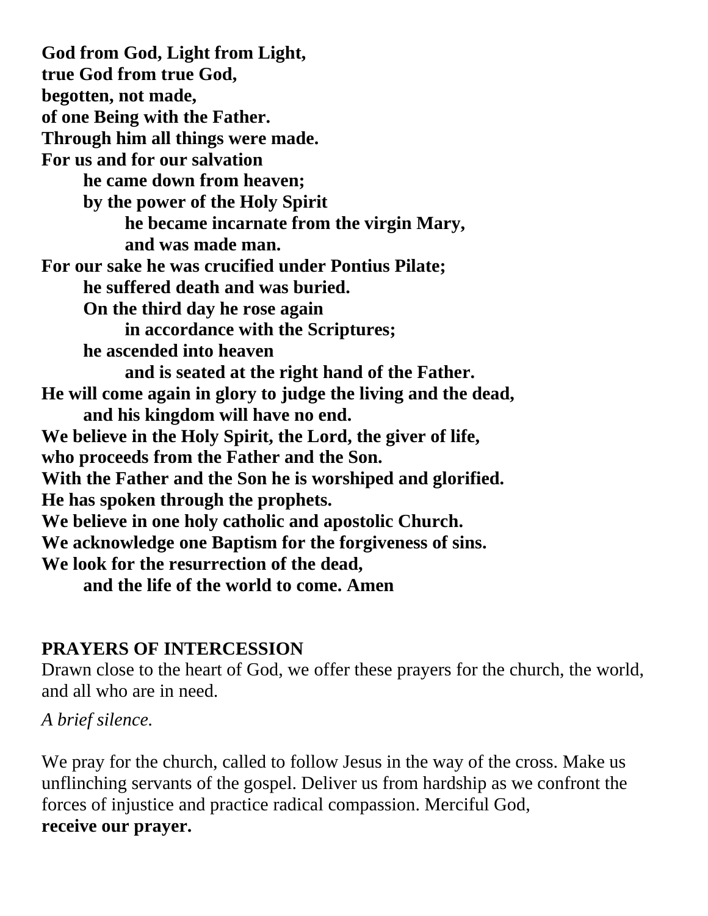**God from God, Light from Light,**
**true God from true God,**
**begotten, not made,**
**of one Being with the Father.**
**Through him all things were made.**
**For us and for our salvation**
  **he came down from heaven;**
  **by the power of the Holy Spirit**
    **he became incarnate from the virgin Mary,**
    **and was made man.**
**For our sake he was crucified under Pontius Pilate;**
  **he suffered death and was buried.**
  **On the third day he rose again**
    **in accordance with the Scriptures;**
  **he ascended into heaven**
    **and is seated at the right hand of the Father.**
**He will come again in glory to judge the living and the dead,**
  **and his kingdom will have no end.**
**We believe in the Holy Spirit, the Lord, the giver of life,**
**who proceeds from the Father and the Son.**
**With the Father and the Son he is worshiped and glorified.**
**He has spoken through the prophets.**
**We believe in one holy catholic and apostolic Church.**
**We acknowledge one Baptism for the forgiveness of sins.**
**We look for the resurrection of the dead,**
  **and the life of the world to come. Amen**

## PRAYERS OF INTERCESSION

Drawn close to the heart of God, we offer these prayers for the church, the world, and all who are in need.

*A brief silence.*

We pray for the church, called to follow Jesus in the way of the cross. Make us unflinching servants of the gospel. Deliver us from hardship as we confront the forces of injustice and practice radical compassion. Merciful God,
**receive our prayer.**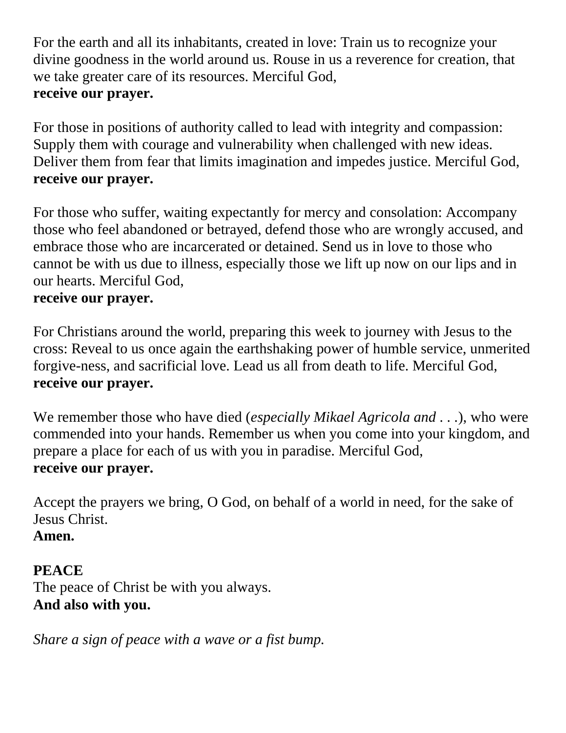For the earth and all its inhabitants, created in love: Train us to recognize your divine goodness in the world around us. Rouse in us a reverence for creation, that we take greater care of its resources. Merciful God,
**receive our prayer.**

For those in positions of authority called to lead with integrity and compassion: Supply them with courage and vulnerability when challenged with new ideas. Deliver them from fear that limits imagination and impedes justice. Merciful God,
**receive our prayer.**

For those who suffer, waiting expectantly for mercy and consolation: Accompany those who feel abandoned or betrayed, defend those who are wrongly accused, and embrace those who are incarcerated or detained. Send us in love to those who cannot be with us due to illness, especially those we lift up now on our lips and in our hearts. Merciful God,
**receive our prayer.**

For Christians around the world, preparing this week to journey with Jesus to the cross: Reveal to us once again the earthshaking power of humble service, unmerited forgive-ness, and sacrificial love. Lead us all from death to life. Merciful God,
**receive our prayer.**

We remember those who have died (*especially Mikael Agricola and* . . .), who were commended into your hands. Remember us when you come into your kingdom, and prepare a place for each of us with you in paradise. Merciful God,
**receive our prayer.**

Accept the prayers we bring, O God, on behalf of a world in need, for the sake of Jesus Christ.
**Amen.**

**PEACE**
The peace of Christ be with you always.
**And also with you.**

*Share a sign of peace with a wave or a fist bump.*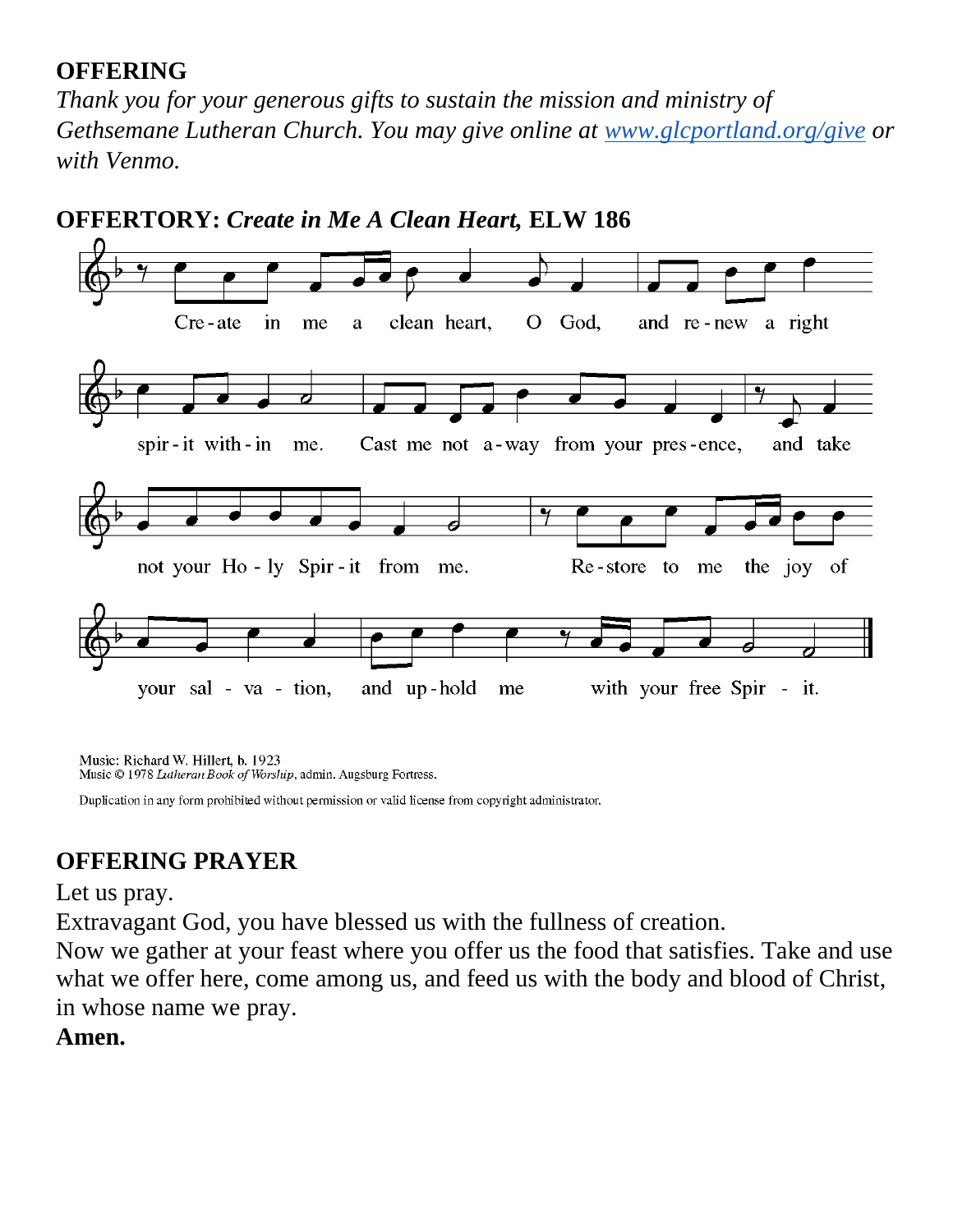**OFFERING**

*Thank you for your generous gifts to sustain the mission and ministry of Gethsemane Lutheran Church. You may give online at [www.glcportland.org/give](http://www.glcportland.org/give) or with Venmo.*

**OFFERTORY:** ***Create in Me A Clean Heart,*** **ELW 186**

Create in me a clean heart, O God, and renew a right spirit within me. Cast me not away from your presence, and take not your Holy Spirit from me. Restore to me the joy of your salvation, and uphold me with your free Spirit.

Music: Richard W. Hillert, b. 1923
Music © 1978 *Lutheran Book of Worship*, admin. Augsburg Fortress.

Duplication in any form prohibited without permission or valid license from copyright administrator.

**OFFERING PRAYER**

Let us pray.

Extravagant God, you have blessed us with the fullness of creation.

Now we gather at your feast where you offer us the food that satisfies. Take and use what we offer here, come among us, and feed us with the body and blood of Christ, in whose name we pray.

**Amen.**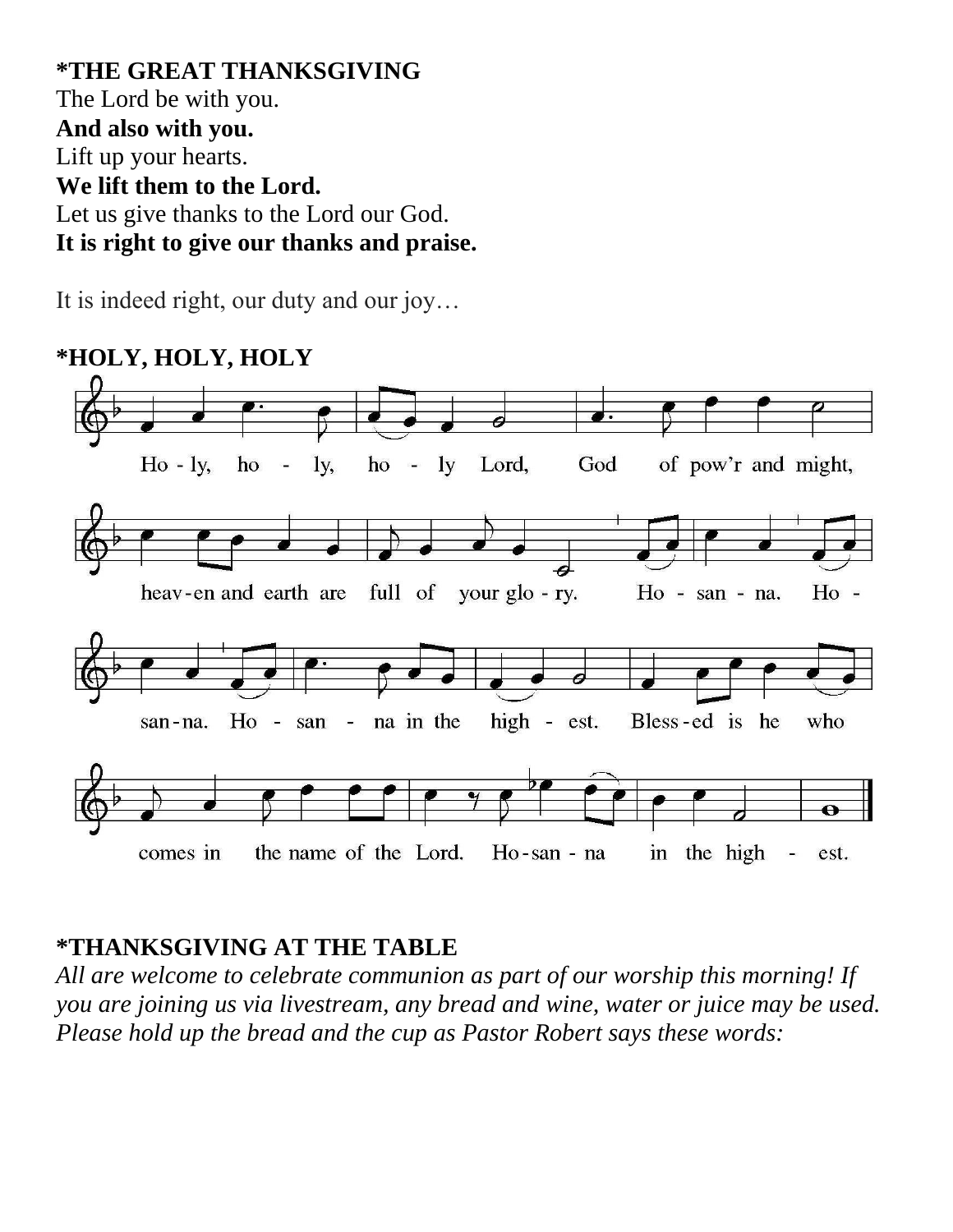**\*THE GREAT THANKSGIVING**

The Lord be with you.

**And also with you.**

Lift up your hearts.

**We lift them to the Lord.**

Let us give thanks to the Lord our God.

**It is right to give our thanks and praise.**

It is indeed right, our duty and our joy…

**\*HOLY, HOLY, HOLY**

Holy, holy, holy Lord, God of pow'r and might, heaven and earth are full of your glory. Hosanna. Hosanna. Hosanna in the highest. Blessed is he who comes in the name of the Lord. Hosanna in the highest.

**\*THANKSGIVING AT THE TABLE**

*All are welcome to celebrate communion as part of our worship this morning! If you are joining us via livestream, any bread and wine, water or juice may be used. Please hold up the bread and the cup as Pastor Robert says these words:*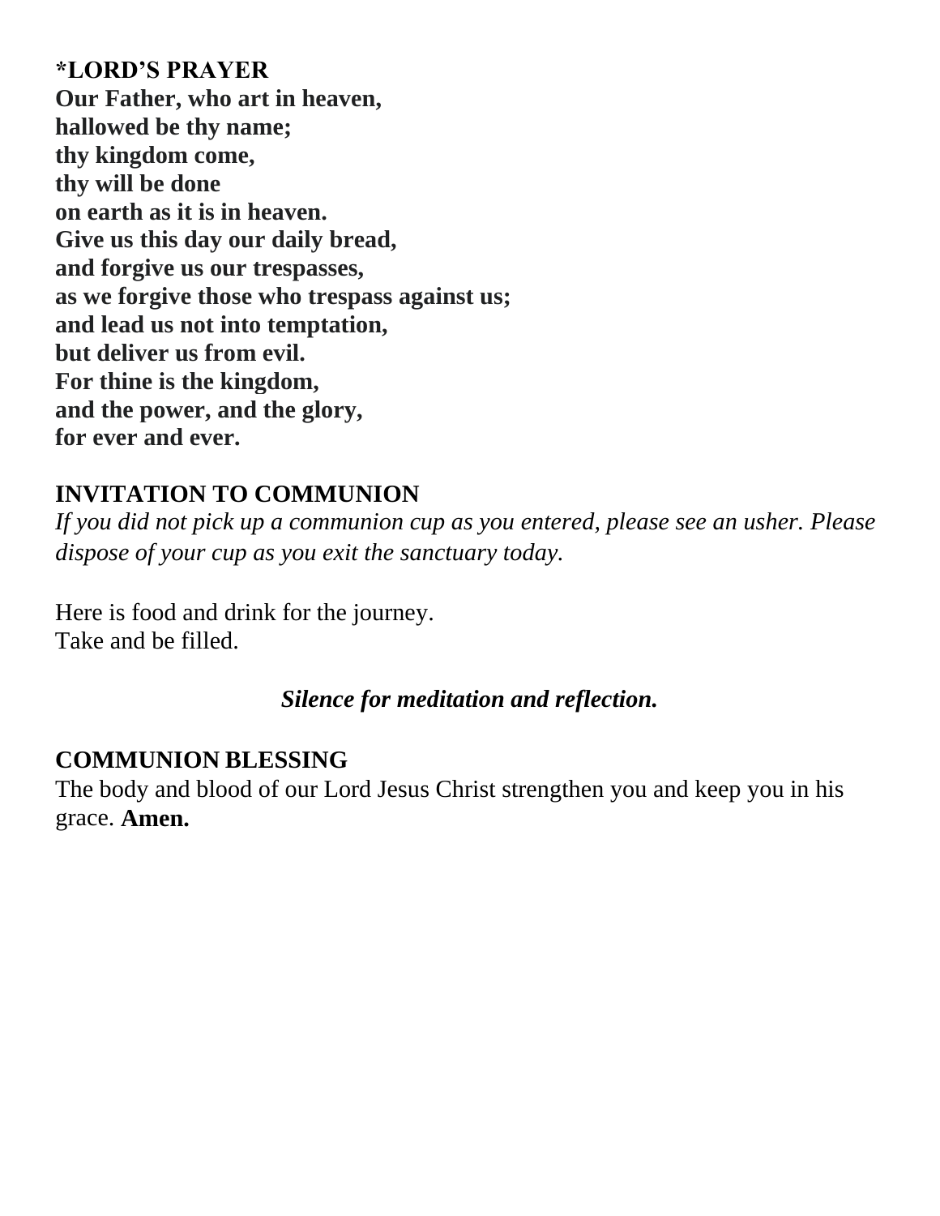**\*LORD'S PRAYER**
**Our Father, who art in heaven,**
**hallowed be thy name;**
**thy kingdom come,**
**thy will be done**
**on earth as it is in heaven.**
**Give us this day our daily bread,**
**and forgive us our trespasses,**
**as we forgive those who trespass against us;**
**and lead us not into temptation,**
**but deliver us from evil.**
**For thine is the kingdom,**
**and the power, and the glory,**
**for ever and ever.**

**INVITATION TO COMMUNION**
*If you did not pick up a communion cup as you entered, please see an usher. Please dispose of your cup as you exit the sanctuary today.*

Here is food and drink for the journey.
Take and be filled.

***Silence for meditation and reflection.***

**COMMUNION BLESSING**
The body and blood of our Lord Jesus Christ strengthen you and keep you in his grace. **Amen.**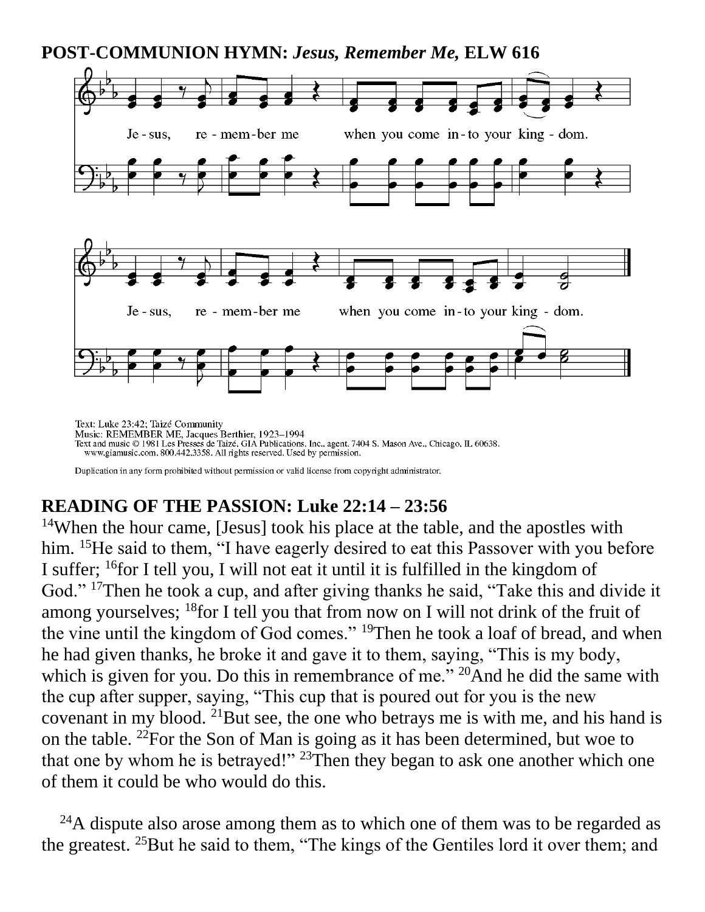**POST-COMMUNION HYMN:** ***Jesus, Remember Me,*** **ELW 616**

Je - sus, re - mem - ber me when you come in - to your king - dom.

Je - sus, re - mem - ber me when you come in - to your king - dom.

Text: Luke 23:42; Taizé Community
Music: REMEMBER ME, Jacques Berthier, 1923–1994
Text and music © 1981 Les Presses de Taizé, GIA Publications, Inc., agent. 7404 S. Mason Ave., Chicago, IL 60638. www.giamusic.com. 800.442.3358. All rights reserved. Used by permission.

Duplication in any form prohibited without permission or valid license from copyright administrator.

**READING OF THE PASSION: Luke 22:14 – 23:56**

14When the hour came, [Jesus] took his place at the table, and the apostles with him. 15He said to them, “I have eagerly desired to eat this Passover with you before I suffer; 16for I tell you, I will not eat it until it is fulfilled in the kingdom of God.” 17Then he took a cup, and after giving thanks he said, “Take this and divide it among yourselves; 18for I tell you that from now on I will not drink of the fruit of the vine until the kingdom of God comes.” 19Then he took a loaf of bread, and when he had given thanks, he broke it and gave it to them, saying, “This is my body, which is given for you. Do this in remembrance of me.” 20And he did the same with the cup after supper, saying, “This cup that is poured out for you is the new covenant in my blood. 21But see, the one who betrays me is with me, and his hand is on the table. 22For the Son of Man is going as it has been determined, but woe to that one by whom he is betrayed!” 23Then they began to ask one another which one of them it could be who would do this.

24A dispute also arose among them as to which one of them was to be regarded as the greatest. 25But he said to them, “The kings of the Gentiles lord it over them; and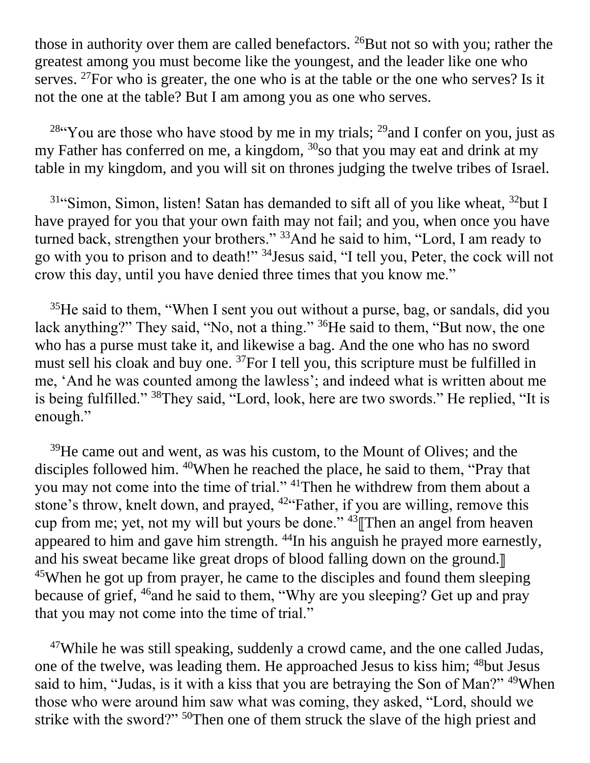those in authority over them are called benefactors. [26]But not so with you; rather the greatest among you must become like the youngest, and the leader like one who serves. [27]For who is greater, the one who is at the table or the one who serves? Is it not the one at the table? But I am among you as one who serves.

[28]"You are those who have stood by me in my trials; [29]and I confer on you, just as my Father has conferred on me, a kingdom, [30]so that you may eat and drink at my table in my kingdom, and you will sit on thrones judging the twelve tribes of Israel.

[31]"Simon, Simon, listen! Satan has demanded to sift all of you like wheat, [32]but I have prayed for you that your own faith may not fail; and you, when once you have turned back, strengthen your brothers." [33]And he said to him, "Lord, I am ready to go with you to prison and to death!" [34]Jesus said, "I tell you, Peter, the cock will not crow this day, until you have denied three times that you know me."

[35]He said to them, "When I sent you out without a purse, bag, or sandals, did you lack anything?" They said, "No, not a thing." [36]He said to them, "But now, the one who has a purse must take it, and likewise a bag. And the one who has no sword must sell his cloak and buy one. [37]For I tell you, this scripture must be fulfilled in me, 'And he was counted among the lawless'; and indeed what is written about me is being fulfilled." [38]They said, "Lord, look, here are two swords." He replied, "It is enough."

[39]He came out and went, as was his custom, to the Mount of Olives; and the disciples followed him. [40]When he reached the place, he said to them, "Pray that you may not come into the time of trial." [41]Then he withdrew from them about a stone's throw, knelt down, and prayed, [42]"Father, if you are willing, remove this cup from me; yet, not my will but yours be done." [43]⟦Then an angel from heaven appeared to him and gave him strength. [44]In his anguish he prayed more earnestly, and his sweat became like great drops of blood falling down on the ground.⟧ [45]When he got up from prayer, he came to the disciples and found them sleeping because of grief, [46]and he said to them, "Why are you sleeping? Get up and pray that you may not come into the time of trial."

[47]While he was still speaking, suddenly a crowd came, and the one called Judas, one of the twelve, was leading them. He approached Jesus to kiss him; [48]but Jesus said to him, "Judas, is it with a kiss that you are betraying the Son of Man?" [49]When those who were around him saw what was coming, they asked, "Lord, should we strike with the sword?" [50]Then one of them struck the slave of the high priest and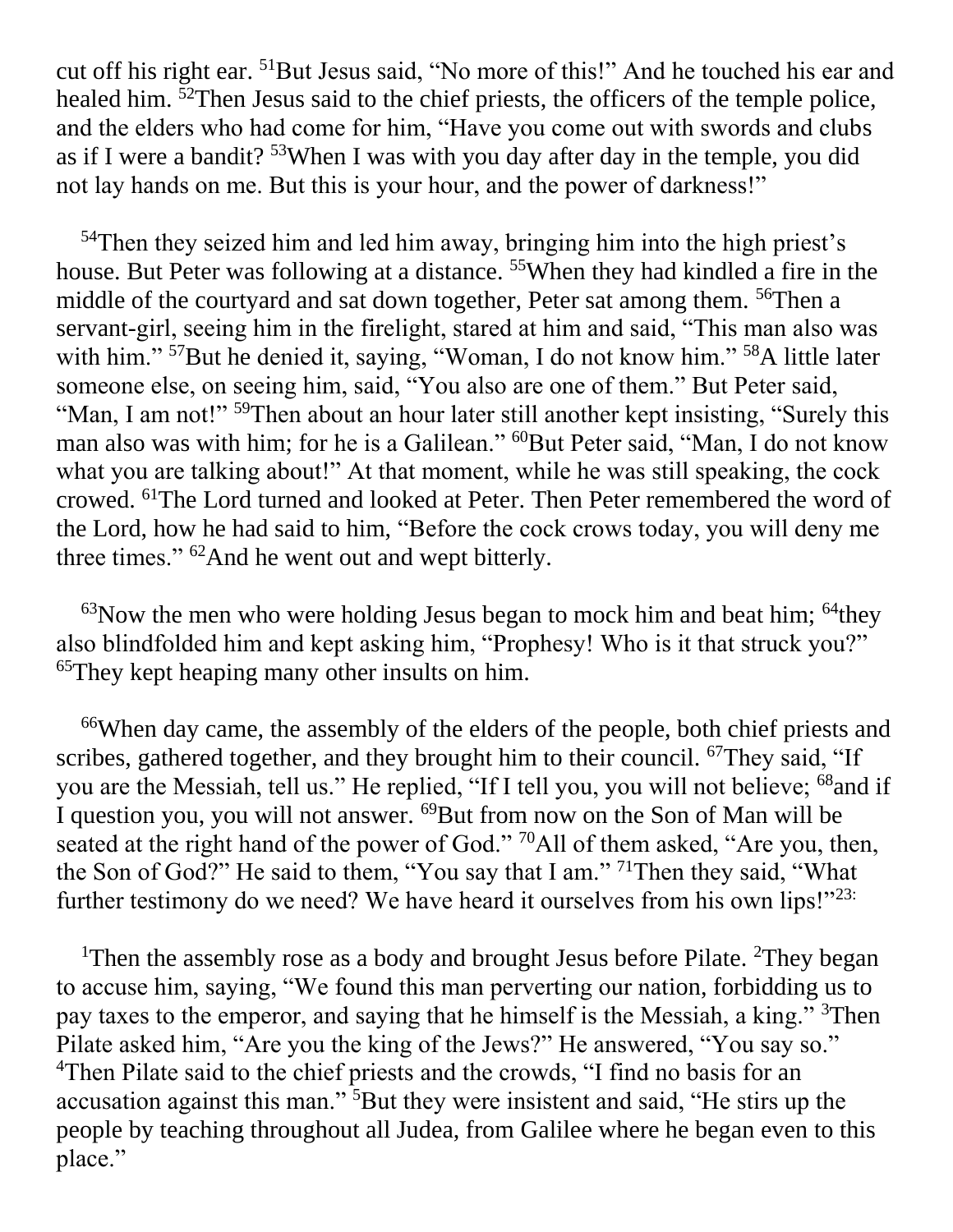cut off his right ear. [51]But Jesus said, “No more of this!” And he touched his ear and healed him. [52]Then Jesus said to the chief priests, the officers of the temple police, and the elders who had come for him, “Have you come out with swords and clubs as if I were a bandit? [53]When I was with you day after day in the temple, you did not lay hands on me. But this is your hour, and the power of darkness!”

[54]Then they seized him and led him away, bringing him into the high priest’s house. But Peter was following at a distance. [55]When they had kindled a fire in the middle of the courtyard and sat down together, Peter sat among them. [56]Then a servant-girl, seeing him in the firelight, stared at him and said, “This man also was with him.” [57]But he denied it, saying, “Woman, I do not know him.” [58]A little later someone else, on seeing him, said, “You also are one of them.” But Peter said, “Man, I am not!” [59]Then about an hour later still another kept insisting, “Surely this man also was with him; for he is a Galilean.” [60]But Peter said, “Man, I do not know what you are talking about!” At that moment, while he was still speaking, the cock crowed. [61]The Lord turned and looked at Peter. Then Peter remembered the word of the Lord, how he had said to him, “Before the cock crows today, you will deny me three times.” [62]And he went out and wept bitterly.

[63]Now the men who were holding Jesus began to mock him and beat him; [64]they also blindfolded him and kept asking him, “Prophesy! Who is it that struck you?” [65]They kept heaping many other insults on him.

[66]When day came, the assembly of the elders of the people, both chief priests and scribes, gathered together, and they brought him to their council. [67]They said, “If you are the Messiah, tell us.” He replied, “If I tell you, you will not believe; [68]and if I question you, you will not answer. [69]But from now on the Son of Man will be seated at the right hand of the power of God.” [70]All of them asked, “Are you, then, the Son of God?” He said to them, “You say that I am.” [71]Then they said, “What further testimony do we need? We have heard it ourselves from his own lips!”[23:]

[1]Then the assembly rose as a body and brought Jesus before Pilate. [2]They began to accuse him, saying, “We found this man perverting our nation, forbidding us to pay taxes to the emperor, and saying that he himself is the Messiah, a king.” [3]Then Pilate asked him, “Are you the king of the Jews?” He answered, “You say so.” [4]Then Pilate said to the chief priests and the crowds, “I find no basis for an accusation against this man.” [5]But they were insistent and said, “He stirs up the people by teaching throughout all Judea, from Galilee where he began even to this place.”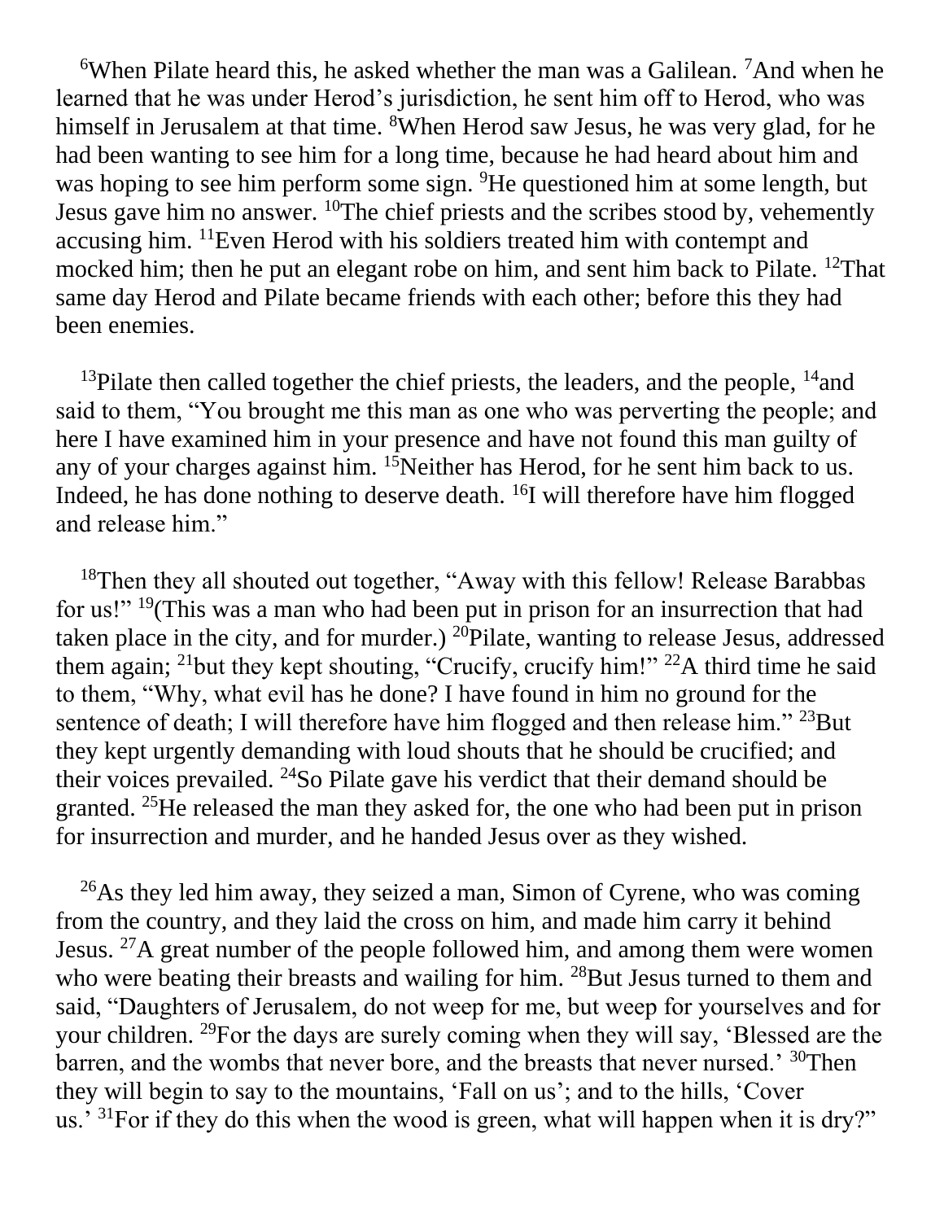[6]When Pilate heard this, he asked whether the man was a Galilean. [7]And when he learned that he was under Herod's jurisdiction, he sent him off to Herod, who was himself in Jerusalem at that time. [8]When Herod saw Jesus, he was very glad, for he had been wanting to see him for a long time, because he had heard about him and was hoping to see him perform some sign. [9]He questioned him at some length, but Jesus gave him no answer. [10]The chief priests and the scribes stood by, vehemently accusing him. [11]Even Herod with his soldiers treated him with contempt and mocked him; then he put an elegant robe on him, and sent him back to Pilate. [12]That same day Herod and Pilate became friends with each other; before this they had been enemies.

[13]Pilate then called together the chief priests, the leaders, and the people, [14]and said to them, "You brought me this man as one who was perverting the people; and here I have examined him in your presence and have not found this man guilty of any of your charges against him. [15]Neither has Herod, for he sent him back to us. Indeed, he has done nothing to deserve death. [16]I will therefore have him flogged and release him."

[18]Then they all shouted out together, "Away with this fellow! Release Barabbas for us!" [19](This was a man who had been put in prison for an insurrection that had taken place in the city, and for murder.) [20]Pilate, wanting to release Jesus, addressed them again; [21]but they kept shouting, "Crucify, crucify him!" [22]A third time he said to them, "Why, what evil has he done? I have found in him no ground for the sentence of death; I will therefore have him flogged and then release him." [23]But they kept urgently demanding with loud shouts that he should be crucified; and their voices prevailed. [24]So Pilate gave his verdict that their demand should be granted. [25]He released the man they asked for, the one who had been put in prison for insurrection and murder, and he handed Jesus over as they wished.

[26]As they led him away, they seized a man, Simon of Cyrene, who was coming from the country, and they laid the cross on him, and made him carry it behind Jesus. [27]A great number of the people followed him, and among them were women who were beating their breasts and wailing for him. [28]But Jesus turned to them and said, "Daughters of Jerusalem, do not weep for me, but weep for yourselves and for your children. [29]For the days are surely coming when they will say, 'Blessed are the barren, and the wombs that never bore, and the breasts that never nursed.' [30]Then they will begin to say to the mountains, 'Fall on us'; and to the hills, 'Cover us.' [31]For if they do this when the wood is green, what will happen when it is dry?"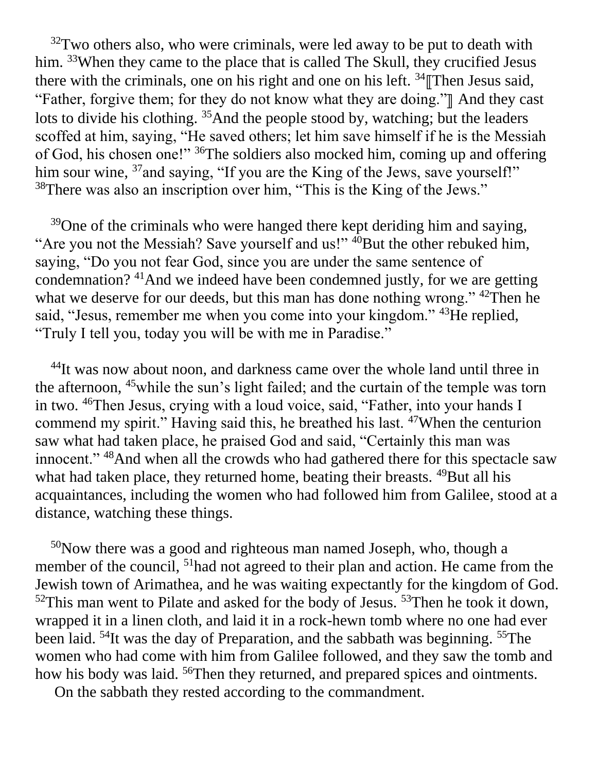[32]Two others also, who were criminals, were led away to be put to death with him. [33]When they came to the place that is called The Skull, they crucified Jesus there with the criminals, one on his right and one on his left. [34]⟦Then Jesus said, "Father, forgive them; for they do not know what they are doing."⟧ And they cast lots to divide his clothing. [35]And the people stood by, watching; but the leaders scoffed at him, saying, "He saved others; let him save himself if he is the Messiah of God, his chosen one!" [36]The soldiers also mocked him, coming up and offering him sour wine, [37]and saying, "If you are the King of the Jews, save yourself!" [38]There was also an inscription over him, "This is the King of the Jews."

[39]One of the criminals who were hanged there kept deriding him and saying, "Are you not the Messiah? Save yourself and us!" [40]But the other rebuked him, saying, "Do you not fear God, since you are under the same sentence of condemnation? [41]And we indeed have been condemned justly, for we are getting what we deserve for our deeds, but this man has done nothing wrong." [42]Then he said, "Jesus, remember me when you come into your kingdom." [43]He replied, "Truly I tell you, today you will be with me in Paradise."

[44]It was now about noon, and darkness came over the whole land until three in the afternoon, [45]while the sun's light failed; and the curtain of the temple was torn in two. [46]Then Jesus, crying with a loud voice, said, "Father, into your hands I commend my spirit." Having said this, he breathed his last. [47]When the centurion saw what had taken place, he praised God and said, "Certainly this man was innocent." [48]And when all the crowds who had gathered there for this spectacle saw what had taken place, they returned home, beating their breasts. [49]But all his acquaintances, including the women who had followed him from Galilee, stood at a distance, watching these things.

[50]Now there was a good and righteous man named Joseph, who, though a member of the council, [51]had not agreed to their plan and action. He came from the Jewish town of Arimathea, and he was waiting expectantly for the kingdom of God. [52]This man went to Pilate and asked for the body of Jesus. [53]Then he took it down, wrapped it in a linen cloth, and laid it in a rock-hewn tomb where no one had ever been laid. [54]It was the day of Preparation, and the sabbath was beginning. [55]The women who had come with him from Galilee followed, and they saw the tomb and how his body was laid. [56]Then they returned, and prepared spices and ointments.

On the sabbath they rested according to the commandment.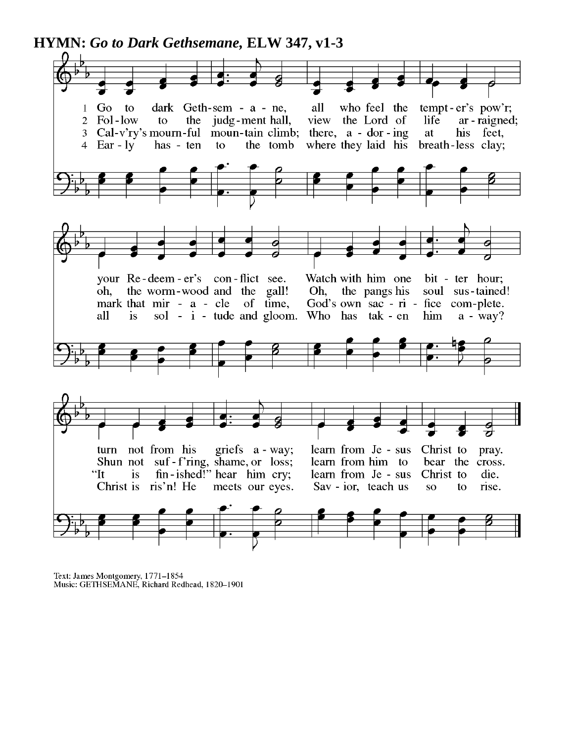**HYMN:** ***Go to Dark Gethsemane,*** **ELW 347, v1-3**

1 Go to dark Geth-sem - a - ne, all who feel the tempt - er's pow'r; your Re - deem - er's con - flict see. Watch with him one bit - ter hour; turn not from his griefs a - way; learn from Je - sus Christ to pray.

2 Fol - low to the judg - ment hall, view the Lord of life ar - raigned; oh, the worm - wood and the gall! Oh, the pangs his soul sus - tained! Shun not suf - f'ring, shame, or loss; learn from him to bear the cross.

3 Cal - v'ry's mourn - ful moun - tain climb; there, a - dor - ing at his feet, mark that mir - a - cle of time, God's own sac - ri - fice com - plete. "It is fin - ished!" hear him cry; learn from Je - sus Christ to die.

4 Ear - ly has - ten to the tomb where they laid his breath - less clay; all is sol - i - tude and gloom. Who has tak - en him a - way? Christ is ris'n! He meets our eyes. Sav - ior, teach us so to rise.

Text: James Montgomery, 1771–1854
Music: GETHSEMANE, Richard Redhead, 1820–1901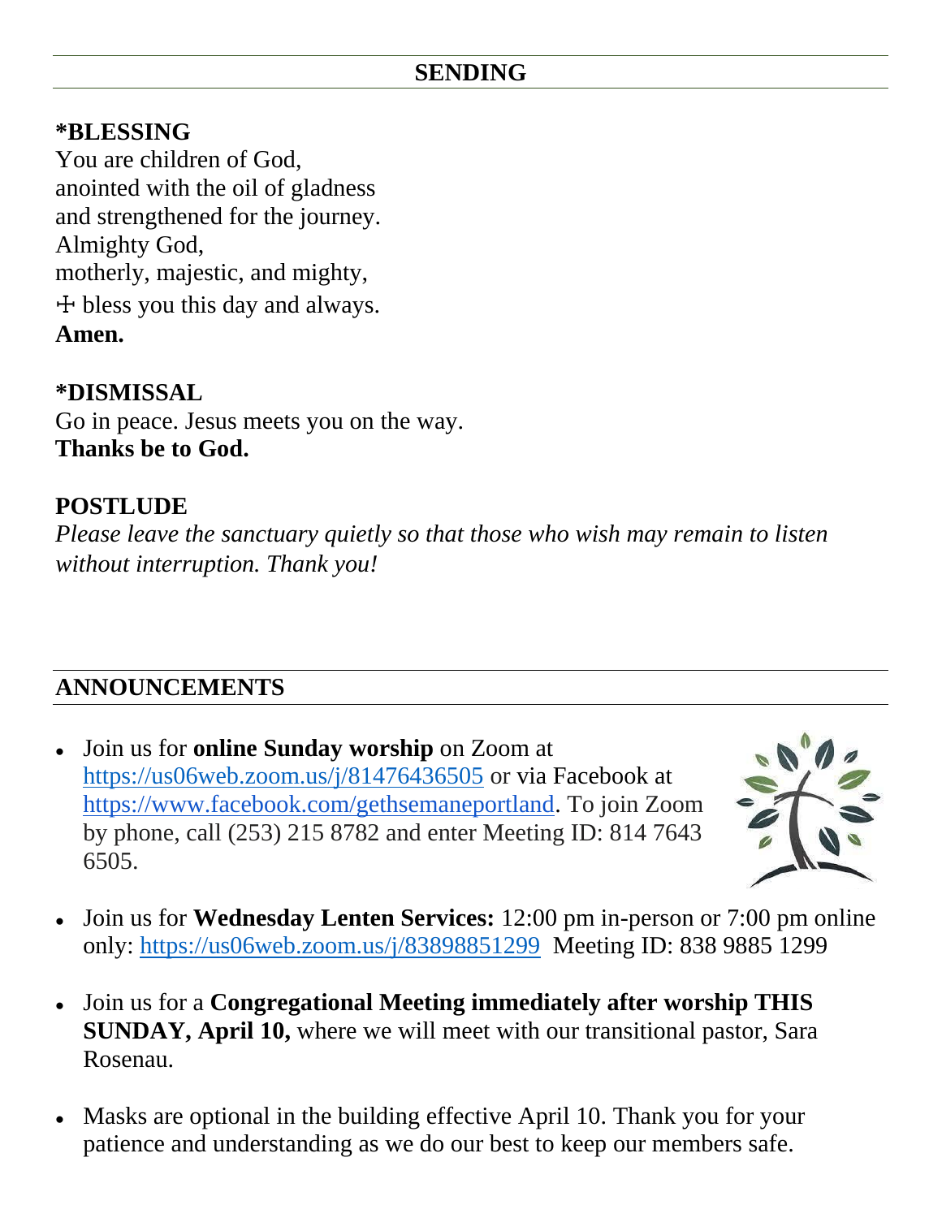## SENDING

**\*BLESSING**
You are children of God,
anointed with the oil of gladness
and strengthened for the journey.
Almighty God,
motherly, majestic, and mighty,
☩ bless you this day and always.
**Amen.**

**\*DISMISSAL**
Go in peace. Jesus meets you on the way.
**Thanks be to God.**

**POSTLUDE**
*Please leave the sanctuary quietly so that those who wish may remain to listen without interruption. Thank you!*

## ANNOUNCEMENTS

- Join us for **online Sunday worship** on Zoom at https://us06web.zoom.us/j/81476436505 or via Facebook at https://www.facebook.com/gethsemaneportland. To join Zoom by phone, call (253) 215 8782 and enter Meeting ID: 814 7643 6505.
- Join us for **Wednesday Lenten Services:** 12:00 pm in-person or 7:00 pm online only: https://us06web.zoom.us/j/83898851299 Meeting ID: 838 9885 1299
- Join us for a **Congregational Meeting immediately after worship THIS SUNDAY, April 10,** where we will meet with our transitional pastor, Sara Rosenau.
- Masks are optional in the building effective April 10. Thank you for your patience and understanding as we do our best to keep our members safe.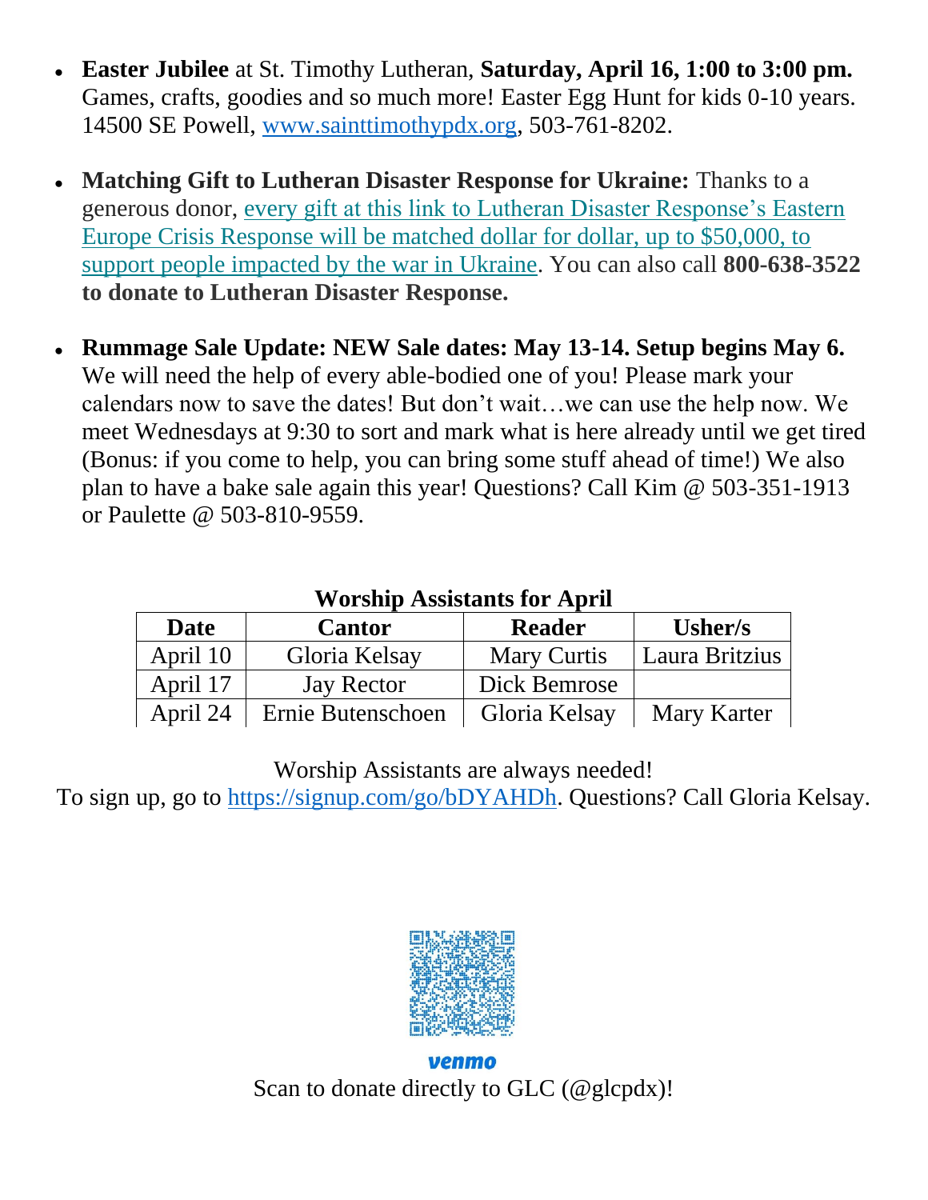- **Easter Jubilee** at St. Timothy Lutheran, **Saturday, April 16, 1:00 to 3:00 pm.** Games, crafts, goodies and so much more! Easter Egg Hunt for kids 0-10 years. 14500 SE Powell, www.sainttimothypdx.org, 503-761-8202.

- **Matching Gift to Lutheran Disaster Response for Ukraine:** Thanks to a generous donor, every gift at this link to Lutheran Disaster Response's Eastern Europe Crisis Response will be matched dollar for dollar, up to $50,000, to support people impacted by the war in Ukraine. You can also call **800-638-3522 to donate to Lutheran Disaster Response.**

- **Rummage Sale Update: NEW Sale dates: May 13-14. Setup begins May 6.** We will need the help of every able-bodied one of you! Please mark your calendars now to save the dates! But don't wait…we can use the help now. We meet Wednesdays at 9:30 to sort and mark what is here already until we get tired (Bonus: if you come to help, you can bring some stuff ahead of time!) We also plan to have a bake sale again this year! Questions? Call Kim @ 503-351-1913 or Paulette @ 503-810-9559.

**Worship Assistants for April**

| Date | Cantor | Reader | Usher/s |
|---|---|---|---|
| April 10 | Gloria Kelsay | Mary Curtis | Laura Britzius |
| April 17 | Jay Rector | Dick Bemrose | |
| April 24 | Ernie Butenschoen | Gloria Kelsay | Mary Karter |

Worship Assistants are always needed!
To sign up, go to https://signup.com/go/bDYAHDh. Questions? Call Gloria Kelsay.

venmo

Scan to donate directly to GLC (@glcpdx)!